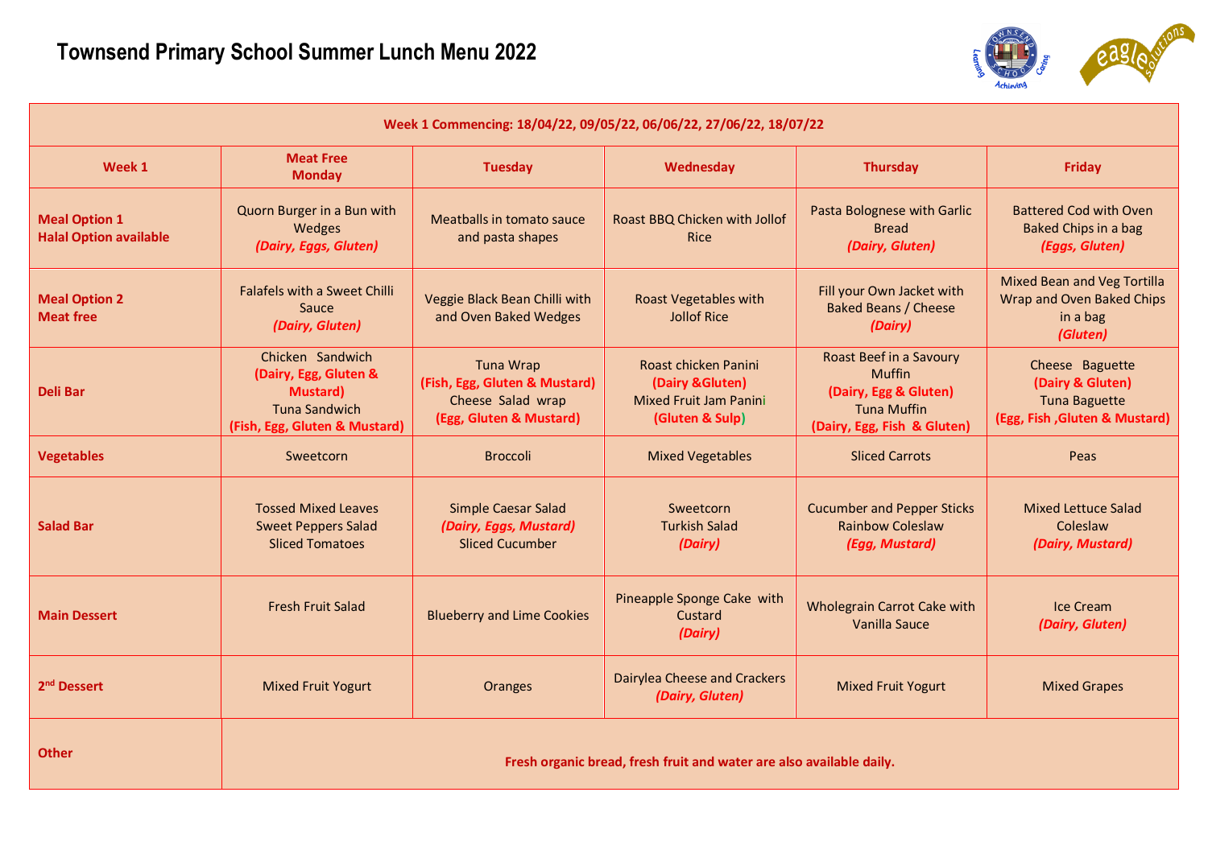# Townsend Primary School Summer Lunch Menu 2022

| Week 1 Commencing: 18/04/22, 09/05/22, 06/06/22, 27/06/22, 18/07/22 | | | | | |
|---|---|---|---|---|---|
| **Week 1** | **Meat Free Monday** | **Tuesday** | **Wednesday** | **Thursday** | **Friday** |
| **Meal Option 1 Halal Option available** | Quorn Burger in a Bun with Wedges ***(Dairy, Eggs, Gluten)*** | Meatballs in tomato sauce and pasta shapes | Roast BBQ Chicken with Jollof Rice | Pasta Bolognese with Garlic Bread ***(Dairy, Gluten)*** | Battered Cod with Oven Baked Chips in a bag ***(Eggs, Gluten)*** |
| **Meal Option 2 Meat free** | Falafels with a Sweet Chilli Sauce ***(Dairy, Gluten)*** | Veggie Black Bean Chilli with and Oven Baked Wedges | Roast Vegetables with Jollof Rice | Fill your Own Jacket with Baked Beans / Cheese ***(Dairy)*** | Mixed Bean and Veg Tortilla Wrap and Oven Baked Chips in a bag ***(Gluten)*** |
| **Deli Bar** | Chicken Sandwich **(Dairy, Egg, Gluten & Mustard)** Tuna Sandwich **(Fish, Egg, Gluten & Mustard)** | Tuna Wrap **(Fish, Egg, Gluten & Mustard)** Cheese Salad wrap **(Egg, Gluten & Mustard)** | Roast chicken Panini **(Dairy &Gluten)** Mixed Fruit Jam Panini **(Gluten & Sulp)** | Roast Beef in a Savoury Muffin **(Dairy, Egg & Gluten)** Tuna Muffin **(Dairy, Egg, Fish & Gluten)** | Cheese Baguette **(Dairy & Gluten)** Tuna Baguette **(Egg, Fish ,Gluten & Mustard)** |
| **Vegetables** | Sweetcorn | Broccoli | Mixed Vegetables | Sliced Carrots | Peas |
| **Salad Bar** | Tossed Mixed Leaves Sweet Peppers Salad Sliced Tomatoes | Simple Caesar Salad ***(Dairy, Eggs, Mustard)*** Sliced Cucumber | Sweetcorn Turkish Salad ***(Dairy)*** | Cucumber and Pepper Sticks Rainbow Coleslaw ***(Egg, Mustard)*** | Mixed Lettuce Salad Coleslaw ***(Dairy, Mustard)*** |
| **Main Dessert** | Fresh Fruit Salad | Blueberry and Lime Cookies | Pineapple Sponge Cake with Custard ***(Dairy)*** | Wholegrain Carrot Cake with Vanilla Sauce | Ice Cream ***(Dairy, Gluten)*** |
| **2nd Dessert** | Mixed Fruit Yogurt | Oranges | Dairylea Cheese and Crackers ***(Dairy, Gluten)*** | Mixed Fruit Yogurt | Mixed Grapes |
| **Other** | **Fresh organic bread, fresh fruit and water are also available daily.** | | | | |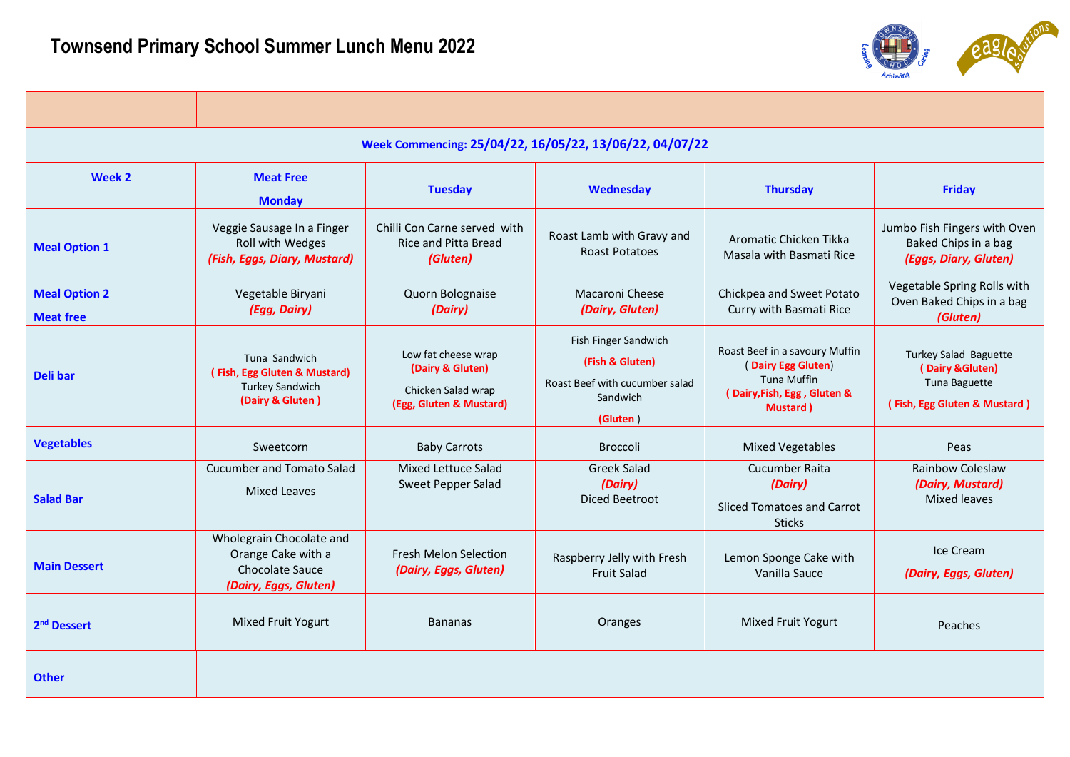# Townsend Primary School Summer Lunch Menu 2022

| | | | | | |
|---|---|---|---|---|---|
| **Week Commencing: 25/04/22, 16/05/22, 13/06/22, 04/07/22** | | | | | |
| **Week 2** | **Meat Free Monday** | **Tuesday** | **Wednesday** | **Thursday** | **Friday** |
| **Meal Option 1** | Veggie Sausage In a Finger Roll with Wedges ***(Fish, Eggs, Diary, Mustard)*** | Chilli Con Carne served with Rice and Pitta Bread ***(Gluten)*** | Roast Lamb with Gravy and Roast Potatoes | Aromatic Chicken Tikka Masala with Basmati Rice | Jumbo Fish Fingers with Oven Baked Chips in a bag ***(Eggs, Diary, Gluten)*** |
| **Meal Option 2 Meat free** | Vegetable Biryani ***(Egg, Dairy)*** | Quorn Bolognaise ***(Dairy)*** | Macaroni Cheese ***(Dairy, Gluten)*** | Chickpea and Sweet Potato Curry with Basmati Rice | Vegetable Spring Rolls with Oven Baked Chips in a bag ***(Gluten)*** |
| **Deli bar** | Tuna Sandwich **( Fish, Egg Gluten & Mustard)** Turkey Sandwich **(Dairy & Gluten )** | Low fat cheese wrap **(Dairy & Gluten)** Chicken Salad wrap **(Egg, Gluten & Mustard)** | Fish Finger Sandwich **(Fish & Gluten)** Roast Beef with cucumber salad Sandwich **(Gluten )** | Roast Beef in a savoury Muffin ( **Dairy Egg Gluten**) Tuna Muffin **( Dairy,Fish, Egg , Gluten & Mustard )** | Turkey Salad Baguette **( Dairy &Gluten)** Tuna Baguette **( Fish, Egg Gluten & Mustard )** |
| **Vegetables** | Sweetcorn | Baby Carrots | Broccoli | Mixed Vegetables | Peas |
| **Salad Bar** | Cucumber and Tomato Salad Mixed Leaves | Mixed Lettuce Salad Sweet Pepper Salad | Greek Salad ***(Dairy)*** Diced Beetroot | Cucumber Raita ***(Dairy)*** Sliced Tomatoes and Carrot Sticks | Rainbow Coleslaw ***(Dairy, Mustard)*** Mixed leaves |
| **Main Dessert** | Wholegrain Chocolate and Orange Cake with a Chocolate Sauce ***(Dairy, Eggs, Gluten)*** | Fresh Melon Selection ***(Dairy, Eggs, Gluten)*** | Raspberry Jelly with Fresh Fruit Salad | Lemon Sponge Cake with Vanilla Sauce | Ice Cream ***(Dairy, Eggs, Gluten)*** |
| **2nd Dessert** | Mixed Fruit Yogurt | Bananas | Oranges | Mixed Fruit Yogurt | Peaches |
| **Other** | | | | | |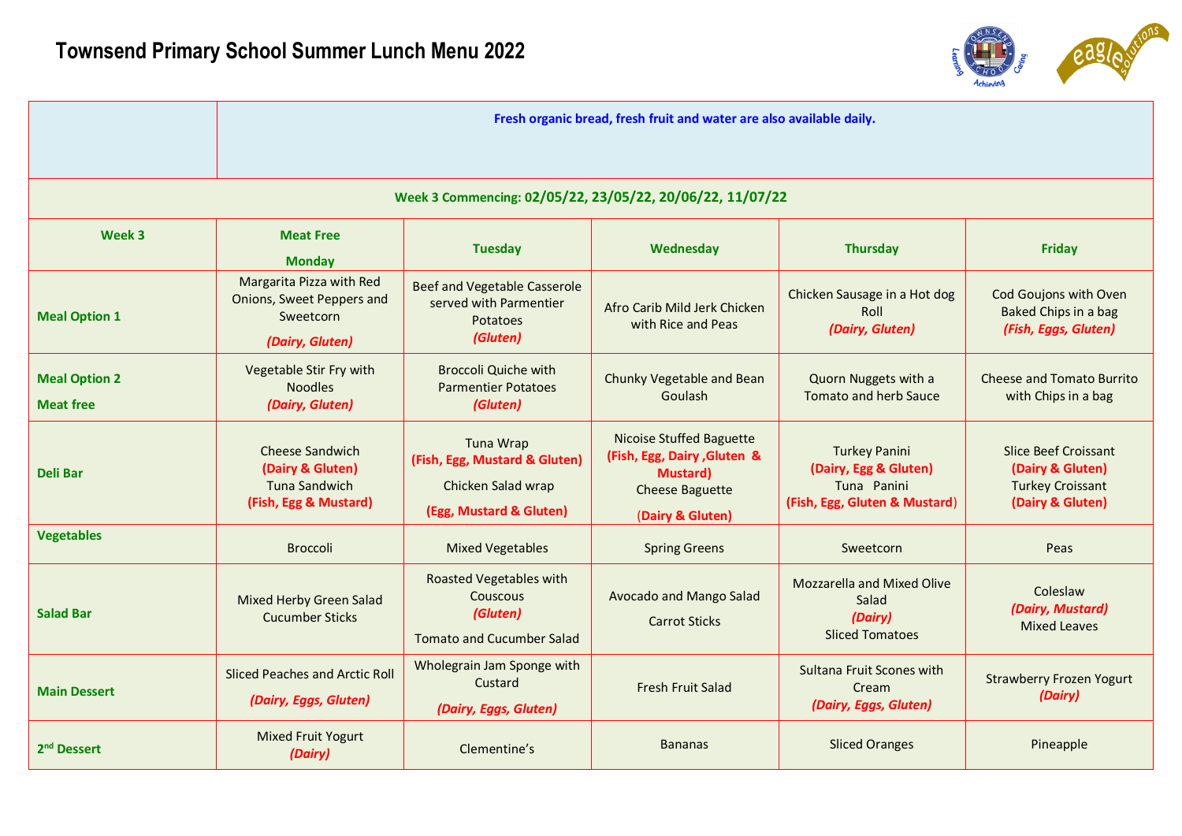# Townsend Primary School Summer Lunch Menu 2022

| | Fresh organic bread, fresh fruit and water are also available daily. | | | | |
|---|---|---|---|---|---|
| **Week 3 Commencing: 02/05/22, 23/05/22, 20/06/22, 11/07/22** | | | | | |
| **Week 3** | **Meat Free Monday** | **Tuesday** | **Wednesday** | **Thursday** | **Friday** |
| **Meal Option 1** | Margarita Pizza with Red Onions, Sweet Peppers and Sweetcorn *(Dairy, Gluten)* | Beef and Vegetable Casserole served with Parmentier Potatoes *(Gluten)* | Afro Carib Mild Jerk Chicken with Rice and Peas | Chicken Sausage in a Hot dog Roll *(Dairy, Gluten)* | Cod Goujons with Oven Baked Chips in a bag *(Fish, Eggs, Gluten)* |
| **Meal Option 2 Meat free** | Vegetable Stir Fry with Noodles *(Dairy, Gluten)* | Broccoli Quiche with Parmentier Potatoes *(Gluten)* | Chunky Vegetable and Bean Goulash | Quorn Nuggets with a Tomato and herb Sauce | Cheese and Tomato Burrito with Chips in a bag |
| **Deli Bar** | Cheese Sandwich **(Dairy & Gluten)** Tuna Sandwich **(Fish, Egg & Mustard)** | Tuna Wrap **(Fish, Egg, Mustard & Gluten)** Chicken Salad wrap **(Egg, Mustard & Gluten)** | Nicoise Stuffed Baguette **(Fish, Egg, Dairy ,Gluten & Mustard)** Cheese Baguette **(Dairy & Gluten)** | Turkey Panini **(Dairy, Egg & Gluten)** Tuna Panini **(Fish, Egg, Gluten & Mustard)** | Slice Beef Croissant **(Dairy & Gluten)** Turkey Croissant **(Dairy & Gluten)** |
| **Vegetables** | Broccoli | Mixed Vegetables | Spring Greens | Sweetcorn | Peas |
| **Salad Bar** | Mixed Herby Green Salad Cucumber Sticks | Roasted Vegetables with Couscous *(Gluten)* Tomato and Cucumber Salad | Avocado and Mango Salad Carrot Sticks | Mozzarella and Mixed Olive Salad *(Dairy)* Sliced Tomatoes | Coleslaw *(Dairy, Mustard)* Mixed Leaves |
| **Main Dessert** | Sliced Peaches and Arctic Roll *(Dairy, Eggs, Gluten)* | Wholegrain Jam Sponge with Custard *(Dairy, Eggs, Gluten)* | Fresh Fruit Salad | Sultana Fruit Scones with Cream *(Dairy, Eggs, Gluten)* | Strawberry Frozen Yogurt *(Dairy)* |
| **2nd Dessert** | Mixed Fruit Yogurt *(Dairy)* | Clementine's | Bananas | Sliced Oranges | Pineapple |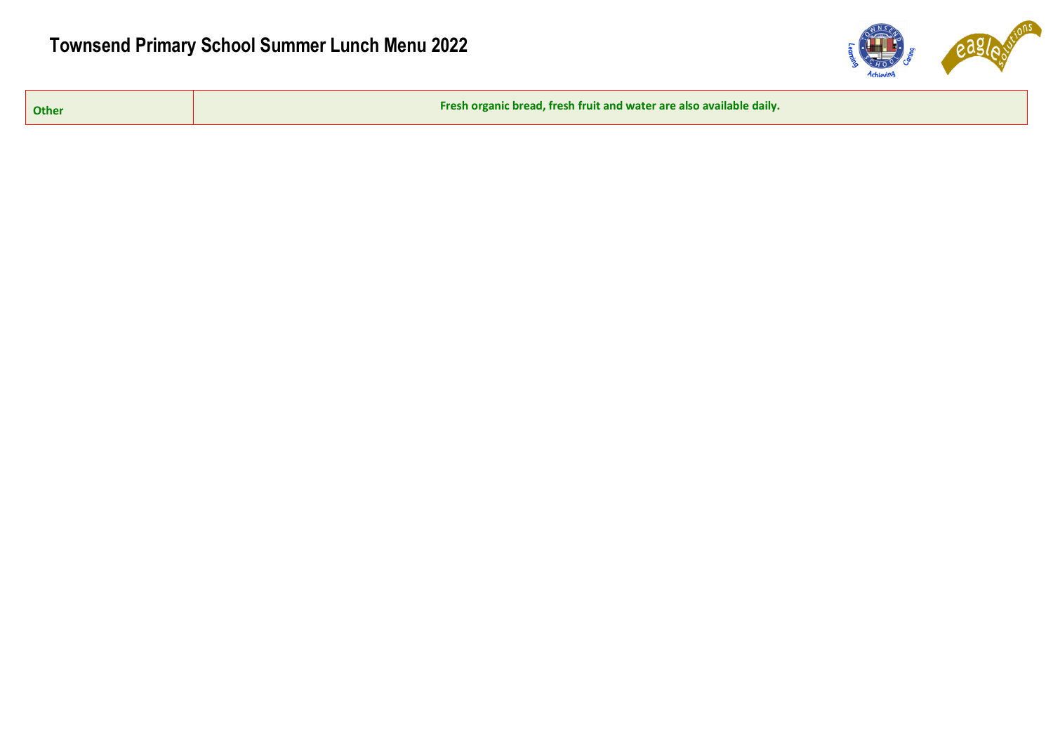# Townsend Primary School Summer Lunch Menu 2022

| | |
|---|---|
| **Other** | **Fresh organic bread, fresh fruit and water are also available daily.** |